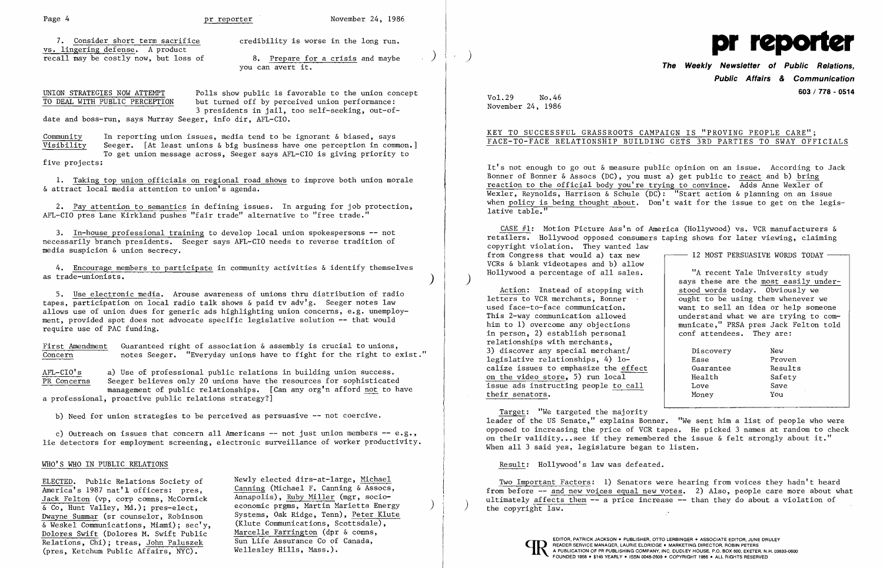7. Consider short term sacrifice vs. lingering defense. A product recall may be costly now, but loss of credibility is worse in the long run.

8. Prepare for a crisis and maybe you can avert it.

## UNION STRATEGIES NOW ATTEMPT TO DEAL WITH PUBLIC PERCEPTION

Polls show public is favorable to the union concept but turned off by perceived union performance: 3 presidents in jail, too self-seeking, out-of-date and boss-run, says Murray Seeger, info dir, AFL-CIO.

**Community Visibility** In reporting union issues, media tend to be ignorant & biased, says Seeger. [At least unions & big business have one perception in common.] To get union message across, Seeger says AFL-CIO is giving priority to five projects:

1. Taking top union officials on regional road shows to improve both union morale & attract local media attention to union's agenda.

2. Pay attention to semantics in defining issues. In arguing for job protection, AFL-CIO pres Lane Kirkland pushes "fair trade" alternative to "free trade."

3. In-house professional training to develop local union spokespersons -- not necessarily branch presidents. Seeger says AFL-CIO needs to reverse tradition of media suspicion & union secrecy.

4. Encourage members to participate in community activities & identify themselves as trade-unionists.

5. Use electronic media. Arouse awareness of unions thru distribution of radio tapes, participation on local radio talk shows & paid tv adv'g. Seeger notes law allows use of union dues for generic ads highlighting union concerns, e.g. unemployment, provided spot does not advocate specific legislative solution -- that would require use of PAC funding.

**First Amendment Concern** Guaranteed right of association & assembly is crucial to unions, notes Seeger. "Everyday unions have to fight for the right to exist."

**AFL-CIO's PR Concerns** a) Use of professional public relations in building union success. Seeger believes only 20 unions have the resources for sophisticated management of public relationships. [Can any org'n afford not to have a professional, proactive public relations strategy?]

b) Need for union strategies to be perceived as persuasive -- not coercive.

c) Outreach on issues that concern all Americans -- not just union members -- e.g., lie detectors for employment screening, electronic surveillance of worker productivity.

## WHO'S WHO IN PUBLIC RELATIONS

ELECTED. Public Relations Society of America's 1987 nat'l officers: pres, Jack Felton (vp, corp comns, McCormick & Co, Hunt Valley, Md.); pres-elect, Dwayne Summar (sr counselor, Robinson & Weskel Communications, Miami); sec'y, Dolores Swift (Dolores M. Swift Public Relations, Chi); treas, John Paluszek (pres, Ketchum Public Affairs, NYC). Newly elected dirs-at-large, Michael Canning (Michael F. Canning & Assocs, Annapolis), Ruby Miller (mgr, socio-economic prgms, Martin Marietta Energy Systems, Oak Ridge, Tenn), Peter Klute (Klute Communications, Scottsdale), Marcelle Farrington (dpr & comns, Sun Life Assurance Co of Canada, Wellesley Hills, Mass.).

# pr reporter

**The Weekly Newsletter of Public Relations, Public Affairs & Communication**

603 / 778 - 0514

Vol.29 No.46
November 24, 1986

## KEY TO SUCCESSFUL GRASSROOTS CAMPAIGN IS "PROVING PEOPLE CARE"; FACE-TO-FACE RELATIONSHIP BUILDING GETS 3RD PARTIES TO SWAY OFFICIALS

It's not enough to go out & measure public opinion on an issue. According to Jack Bonner of Bonner & Assocs (DC), you must a) get public to react and b) bring reaction to the official body you're trying to convince. Adds Anne Wexler of Wexler, Reynolds, Harrison & Schule (DC): "Start action & planning on an issue when policy is being thought about. Don't wait for the issue to get on the legislative table."

CASE #1: Motion Picture Ass'n of America (Hollywood) vs. VCR manufacturers & retailers. Hollywood opposed consumers taping shows for later viewing, claiming copyright violation. They wanted law from Congress that would a) tax new VCRs & blank videotapes and b) allow Hollywood a percentage of all sales.

Action: Instead of stopping with letters to VCR merchants, Bonner used face-to-face communication. This 2-way communication allowed him to 1) overcome any objections in person, 2) establish personal relationships with merchants, 3) discover any special merchant/legislative relationships, 4) localize issues to emphasize the effect on the video store, 5) run local issue ads instructing people to call their senators.

> **12 MOST PERSUASIVE WORDS TODAY**
>
> "A recent Yale University study says these are the most easily understood words today. Obviously we ought to be using them whenever we want to sell an idea or help someone understand what we are trying to communicate," PRSA pres Jack Felton told conf attendees. They are:
>
> | | |
> |---|---|
> | Discovery | New |
> | Ease | Proven |
> | Guarantee | Results |
> | Health | Safety |
> | Love | Save |
> | Money | You |

Target: "We targeted the majority leader of the US Senate," explains Bonner. "We sent him a list of people who were opposed to increasing the price of VCR tapes. He picked 3 names at random to check on their validity...see if they remembered the issue & felt strongly about it." When all 3 said yes, legislature began to listen.

Result: Hollywood's law was defeated.

Two Important Factors: 1) Senators were hearing from voices they hadn't heard from before -- and new voices equal new votes. 2) Also, people care more about what ultimately affects them -- a price increase -- than they do about a violation of the copyright law.

EDITOR, PATRICK JACKSON • PUBLISHER, OTTO LERBINGER • ASSOCIATE EDITOR, JUNE DRULEY
READER SERVICE MANAGER, LAURIE ELDRIDGE • MARKETING DIRECTOR, ROBIN PETERS
A PUBLICATION OF PR PUBLISHING COMPANY, INC. DUDLEY HOUSE, P.O. BOX 600, EXETER, N.H. 03833-0600
FOUNDED 1958 • $145 YEARLY • ISSN 0048-2609 • COPYRIGHT 1986 • ALL RIGHTS RESERVED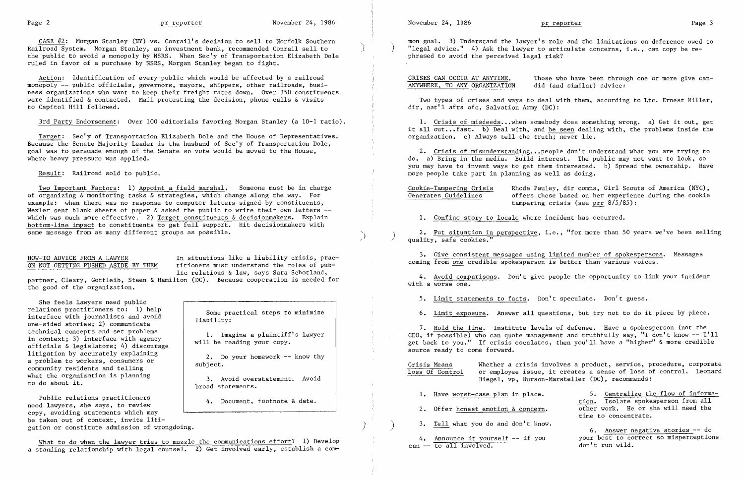CASE #2: Morgan Stanley (NY) vs. Conrail's decision to sell to Norfolk Southern Railroad System. Morgan Stanley, an investment bank, recommended Conrail sell to the public to avoid a monopoly by NSRS. When Sec'y of Transportation Elizabeth Dole ruled in favor of a purchase by NSRS, Morgan Stanley began to fight.

Action: Identification of every public which would be affected by a railroad monopoly -- public officials, governors, mayors, shippers, other railroads, business organizations who want to keep their freight rates down. Over 350 constituents were identified & contacted. Mail protesting the decision, phone calls & visits to Capitol Hill followed.

3rd Party Endorsement: Over 100 editorials favoring Morgan Stanley (a 10-1 ratio).

Target: Sec'y of Transportation Elizabeth Dole and the House of Representatives. Because the Senate Majority Leader is the husband of Sec'y of Transportation Dole, goal was to persuade enough of the Senate so vote would be moved to the House, where heavy pressure was applied.

Result: Railroad sold to public.

Two Important Factors: 1) Appoint a field marshal. Someone must be in charge of organizing & monitoring tasks & strategies, which change along the way. For example: when there was no response to computer letters signed by constituents, Wexler sent blank sheets of paper & asked the public to write their own letters -- which was much more effective. 2) Target constituents & decisionmakers. Explain bottom-line impact to constituents to get full support. Hit decisionmakers with same message from as many different groups as possible.

## HOW-TO ADVICE FROM A LAWYER ON NOT GETTING PUSHED ASIDE BY THEM

In situations like a liability crisis, practitioners must understand the roles of public relations & law, says Sara Schotland, partner, Cleary, Gottleib, Steen & Hamilton (DC). Because cooperation is needed for the good of the organization.

She feels lawyers need public relations practitioners to: 1) help interface with journalists and avoid one-sided stories; 2) communicate technical concepts and set problems in context; 3) interface with agency officials & legislators; 4) discourage litigation by accurately explaining a problem to workers, consumers or community residents and telling what the organization is planning to do about it.

> Some practical steps to minimize liability:
>
> 1. Imagine a plaintiff's lawyer will be reading your copy.
> 2. Do your homework -- know thy subject.
> 3. Avoid overstatement. Avoid broad statements.
> 4. Document, footnote & date.

Public relations practitioners need lawyers, she says, to review copy, avoiding statements which may be taken out of context, invite litigation or constitute admission of wrongdoing.

What to do when the lawyer tries to muzzle the communications effort? 1) Develop a standing relationship with legal counsel. 2) Get involved early, establish a common goal. 3) Understand the lawyer's role and the limitations on deference owed to "legal advice." 4) Ask the lawyer to articulate concerns, i.e., can copy be rephrased to avoid the perceived legal risk?

## CRISES CAN OCCUR AT ANYTIME, ANYWHERE, TO ANY ORGANIZATION

Those who have been through one or more give candid (and similar) advice:

Two types of crises and ways to deal with them, according to Ltc. Ernest Miller, dir, nat'l afrs ofc, Salvation Army (DC):

1. Crisis of misdeeds...when somebody does something wrong. a) Get it out, get it all out...fast. b) Deal with, and be seen dealing with, the problems inside the organization. c) Always tell the truth; never lie.

2. Crisis of misunderstanding...people don't understand what you are trying to do. a) Bring in the media. Build interest. The public may not want to look, so you may have to invent ways to get them interested. b) Spread the ownership. Have more people take part in planning as well as doing.

### Cookie-Tampering Crisis Generates Guidelines

Rhoda Pauley, dir comns, Girl Scouts of America (NYC), offers these based on her experience during the cookie tampering crisis (see prr 8/5/85):

1. Confine story to locale where incident has occurred.

2. Put situation in perspective, i.e., "for more than 50 years we've been selling quality, safe cookies."

3. Give consistent messages using limited number of spokespersons. Messages coming from one credible spokesperson is better than various voices.

4. Avoid comparisons. Don't give people the opportunity to link your incident with a worse one.

5. Limit statements to facts. Don't speculate. Don't guess.

6. Limit exposure. Answer all questions, but try not to do it piece by piece.

7. Hold the line. Institute levels of defense. Have a spokesperson (not the CEO, if possible) who can quote management and truthfully say, "I don't know -- I'll get back to you." If crisis escalates, then you'll have a "higher" & more credible source ready to come forward.

### Crisis Means Loss Of Control

Whether a crisis involves a product, service, procedure, corporate or employee issue, it creates a sense of loss of control. Leonard Biegel, vp, Burson-Marsteller (DC), recommends:

1. Have worst-case plan in place.

2. Offer honest emotion & concern.

3. Tell what you do and don't know.

4. Announce it yourself -- if you can -- to all involved.

5. Centralize the flow of information. Isolate spokesperson from all other work. He or she will need the time to concentrate.

6. Answer negative stories -- do your best to correct so misperceptions don't run wild.